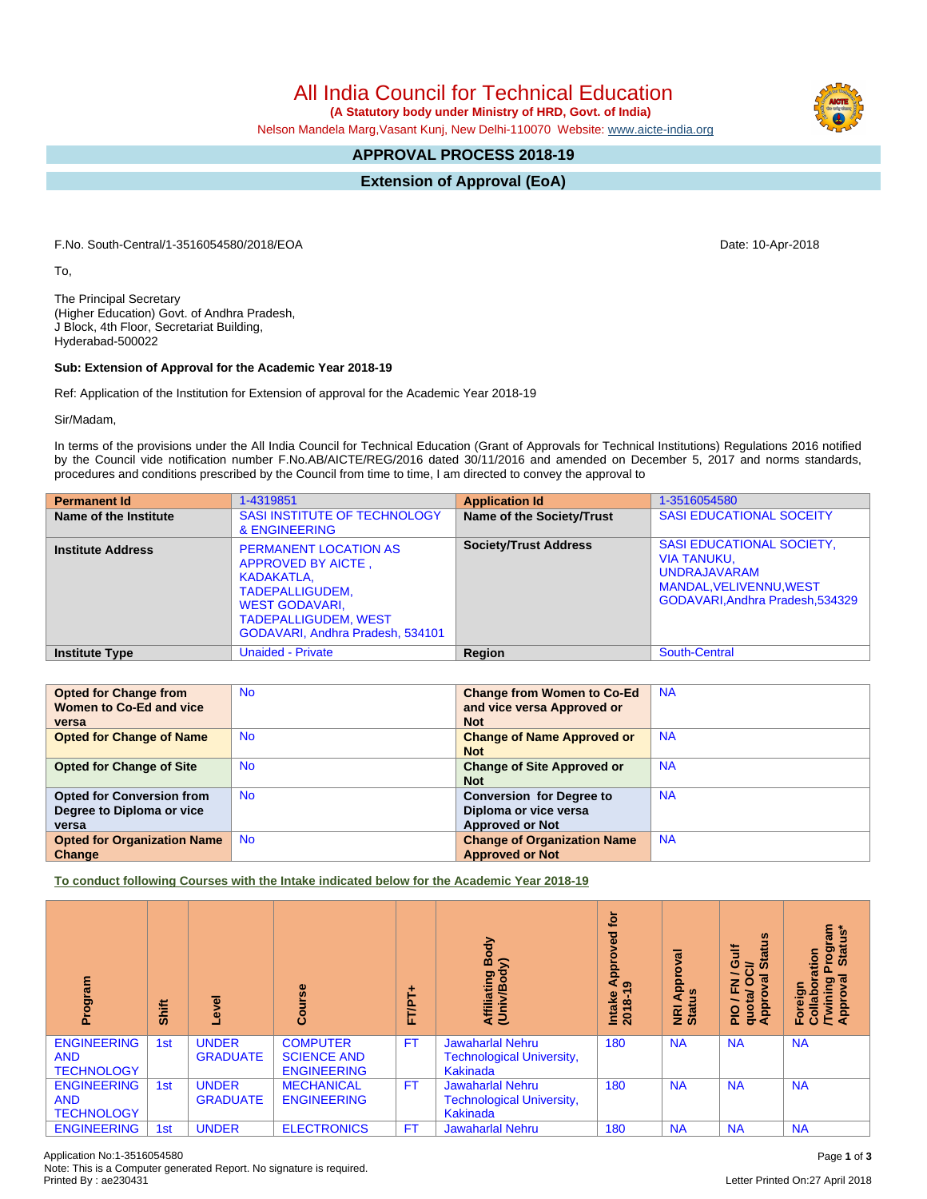# All India Council for Technical Education

**(A Statutory body under Ministry of HRD, Govt. of India)**

Nelson Mandela Marg,Vasant Kunj, New Delhi-110070 Website: www.aicte-india.org

## APPROVAL PROCESS 2018-19

## Extension of Approval (EoA)

F.No. South-Central/1-3516054580/2018/EOA

Date: 10-Apr-2018

To,

The Principal Secretary
(Higher Education) Govt. of Andhra Pradesh,
J Block, 4th Floor, Secretariat Building,
Hyderabad-500022

**Sub: Extension of Approval for the Academic Year 2018-19**

Ref: Application of the Institution for Extension of approval for the Academic Year 2018-19

Sir/Madam,

In terms of the provisions under the All India Council for Technical Education (Grant of Approvals for Technical Institutions) Regulations 2016 notified by the Council vide notification number F.No.AB/AICTE/REG/2016 dated 30/11/2016 and amended on December 5, 2017 and norms standards, procedures and conditions prescribed by the Council from time to time, I am directed to convey the approval to

| **Permanent Id** | 1-4319851 | **Application Id** | 1-3516054580 |
|---|---|---|---|
| **Name of the Institute** | SASI INSTITUTE OF TECHNOLOGY & ENGINEERING | **Name of the Society/Trust** | SASI EDUCATIONAL SOCEITY |
| **Institute Address** | PERMANENT LOCATION AS APPROVED BY AICTE , KADAKATLA, TADEPALLIGUDEM, WEST GODAVARI, TADEPALLIGUDEM, WEST GODAVARI, Andhra Pradesh, 534101 | **Society/Trust Address** | SASI EDUCATIONAL SOCIETY, VIA TANUKU, UNDRAJAVARAM MANDAL,VELIVENNU,WEST GODAVARI,Andhra Pradesh,534329 |
| **Institute Type** | Unaided - Private | **Region** | South-Central |

| **Opted for Change from Women to Co-Ed and vice versa** | No | **Change from Women to Co-Ed and vice versa Approved or Not** | NA |
|---|---|---|---|
| **Opted for Change of Name** | No | **Change of Name Approved or Not** | NA |
| **Opted for Change of Site** | No | **Change of Site Approved or Not** | NA |
| **Opted for Conversion from Degree to Diploma or vice versa** | No | **Conversion for Degree to Diploma or vice versa Approved or Not** | NA |
| **Opted for Organization Name Change** | No | **Change of Organization Name Approved or Not** | NA |

**To conduct following Courses with the Intake indicated below for the Academic Year 2018-19**

| Program | Shift | Level | Course | FT/PT+ | Affiliating Body (Univ/Body) | Intake Approved for 2018-19 | NRI Approval Status | PIO / FN / Gulf quota/ OCI/ Approval Status | Foreign Collaboration /Twining Program Approval Status* |
|---|---|---|---|---|---|---|---|---|---|
| ENGINEERING AND TECHNOLOGY | 1st | UNDER GRADUATE | COMPUTER SCIENCE AND ENGINEERING | FT | Jawaharlal Nehru Technological University, Kakinada | 180 | NA | NA | NA |
| ENGINEERING AND TECHNOLOGY | 1st | UNDER GRADUATE | MECHANICAL ENGINEERING | FT | Jawaharlal Nehru Technological University, Kakinada | 180 | NA | NA | NA |
| ENGINEERING | 1st | UNDER | ELECTRONICS | FT | Jawaharlal Nehru | 180 | NA | NA | NA |

Application No:1-3516054580
Note: This is a Computer generated Report. No signature is required.
Printed By : ae230431

Letter Printed On:27 April 2018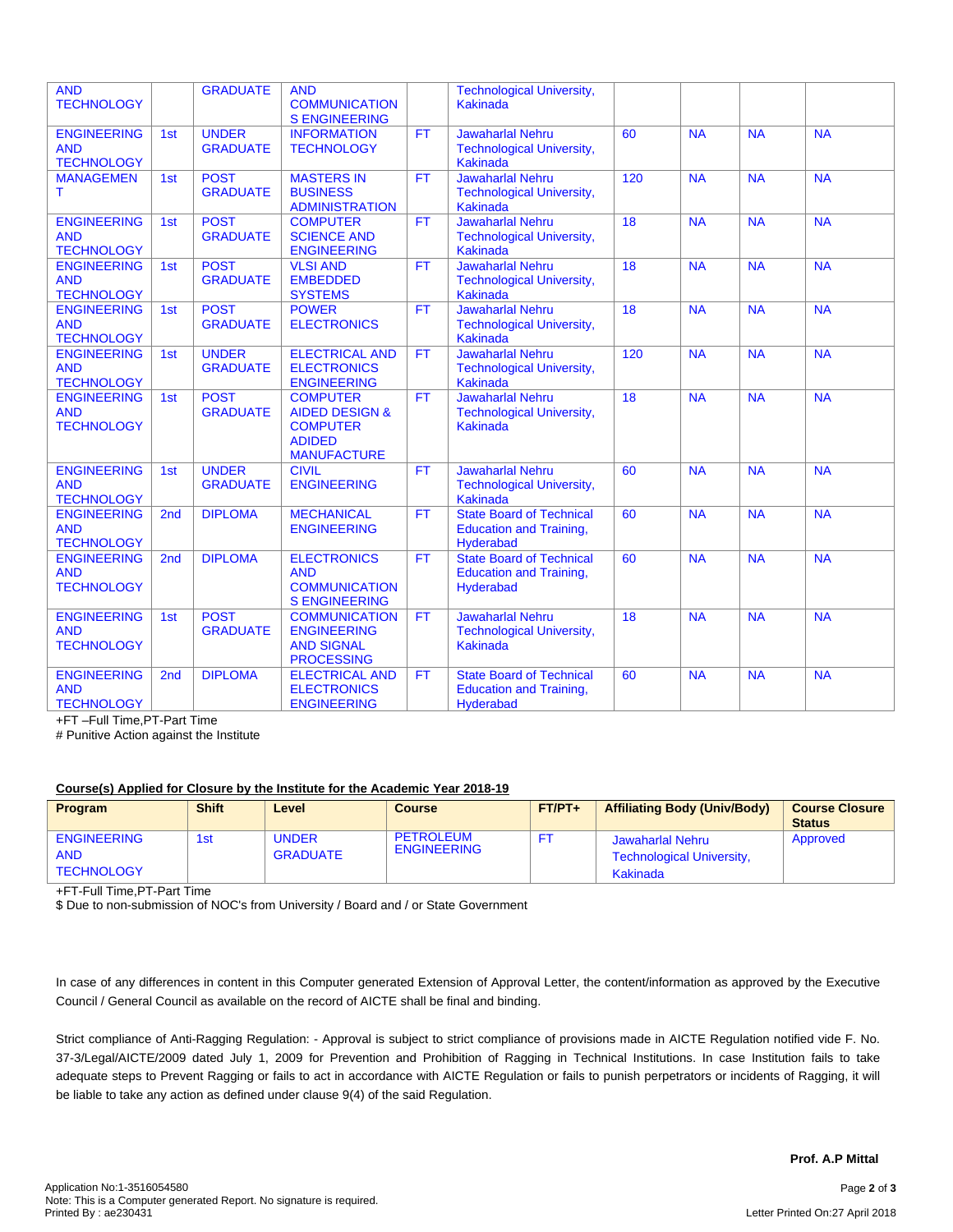| | | | | | | | | | |
|---|---|---|---|---|---|---|---|---|---|
| AND TECHNOLOGY | | GRADUATE | AND COMMUNICATION S ENGINEERING | | Technological University, Kakinada | | | | |
| ENGINEERING AND TECHNOLOGY | 1st | UNDER GRADUATE | INFORMATION TECHNOLOGY | FT | Jawaharlal Nehru Technological University, Kakinada | 60 | NA | NA | NA |
| MANAGEMENT | 1st | POST GRADUATE | MASTERS IN BUSINESS ADMINISTRATION | FT | Jawaharlal Nehru Technological University, Kakinada | 120 | NA | NA | NA |
| ENGINEERING AND TECHNOLOGY | 1st | POST GRADUATE | COMPUTER SCIENCE AND ENGINEERING | FT | Jawaharlal Nehru Technological University, Kakinada | 18 | NA | NA | NA |
| ENGINEERING AND TECHNOLOGY | 1st | POST GRADUATE | VLSI AND EMBEDDED SYSTEMS | FT | Jawaharlal Nehru Technological University, Kakinada | 18 | NA | NA | NA |
| ENGINEERING AND TECHNOLOGY | 1st | POST GRADUATE | POWER ELECTRONICS | FT | Jawaharlal Nehru Technological University, Kakinada | 18 | NA | NA | NA |
| ENGINEERING AND TECHNOLOGY | 1st | UNDER GRADUATE | ELECTRICAL AND ELECTRONICS ENGINEERING | FT | Jawaharlal Nehru Technological University, Kakinada | 120 | NA | NA | NA |
| ENGINEERING AND TECHNOLOGY | 1st | POST GRADUATE | COMPUTER AIDED DESIGN & COMPUTER ADIDED MANUFACTURE | FT | Jawaharlal Nehru Technological University, Kakinada | 18 | NA | NA | NA |
| ENGINEERING AND TECHNOLOGY | 1st | UNDER GRADUATE | CIVIL ENGINEERING | FT | Jawaharlal Nehru Technological University, Kakinada | 60 | NA | NA | NA |
| ENGINEERING AND TECHNOLOGY | 2nd | DIPLOMA | MECHANICAL ENGINEERING | FT | State Board of Technical Education and Training, Hyderabad | 60 | NA | NA | NA |
| ENGINEERING AND TECHNOLOGY | 2nd | DIPLOMA | ELECTRONICS AND COMMUNICATION S ENGINEERING | FT | State Board of Technical Education and Training, Hyderabad | 60 | NA | NA | NA |
| ENGINEERING AND TECHNOLOGY | 1st | POST GRADUATE | COMMUNICATION ENGINEERING AND SIGNAL PROCESSING | FT | Jawaharlal Nehru Technological University, Kakinada | 18 | NA | NA | NA |
| ENGINEERING AND TECHNOLOGY | 2nd | DIPLOMA | ELECTRICAL AND ELECTRONICS ENGINEERING | FT | State Board of Technical Education and Training, Hyderabad | 60 | NA | NA | NA |

+FT –Full Time,PT-Part Time

# Punitive Action against the Institute

**Course(s) Applied for Closure by the Institute for the Academic Year 2018-19**

| Program | Shift | Level | Course | FT/PT+ | Affiliating Body (Univ/Body) | Course Closure Status |
|---|---|---|---|---|---|---|
| ENGINEERING AND TECHNOLOGY | 1st | UNDER GRADUATE | PETROLEUM ENGINEERING | FT | Jawaharlal Nehru Technological University, Kakinada | Approved |

+FT-Full Time,PT-Part Time

$ Due to non-submission of NOC's from University / Board and / or State Government

In case of any differences in content in this Computer generated Extension of Approval Letter, the content/information as approved by the Executive Council / General Council as available on the record of AICTE shall be final and binding.

Strict compliance of Anti-Ragging Regulation: - Approval is subject to strict compliance of provisions made in AICTE Regulation notified vide F. No. 37-3/Legal/AICTE/2009 dated July 1, 2009 for Prevention and Prohibition of Ragging in Technical Institutions. In case Institution fails to take adequate steps to Prevent Ragging or fails to act in accordance with AICTE Regulation or fails to punish perpetrators or incidents of Ragging, it will be liable to take any action as defined under clause 9(4) of the said Regulation.

**Prof. A.P Mittal**

Application No:1-3516054580
Note: This is a Computer generated Report. No signature is required.
Printed By : ae230431

Letter Printed On:27 April 2018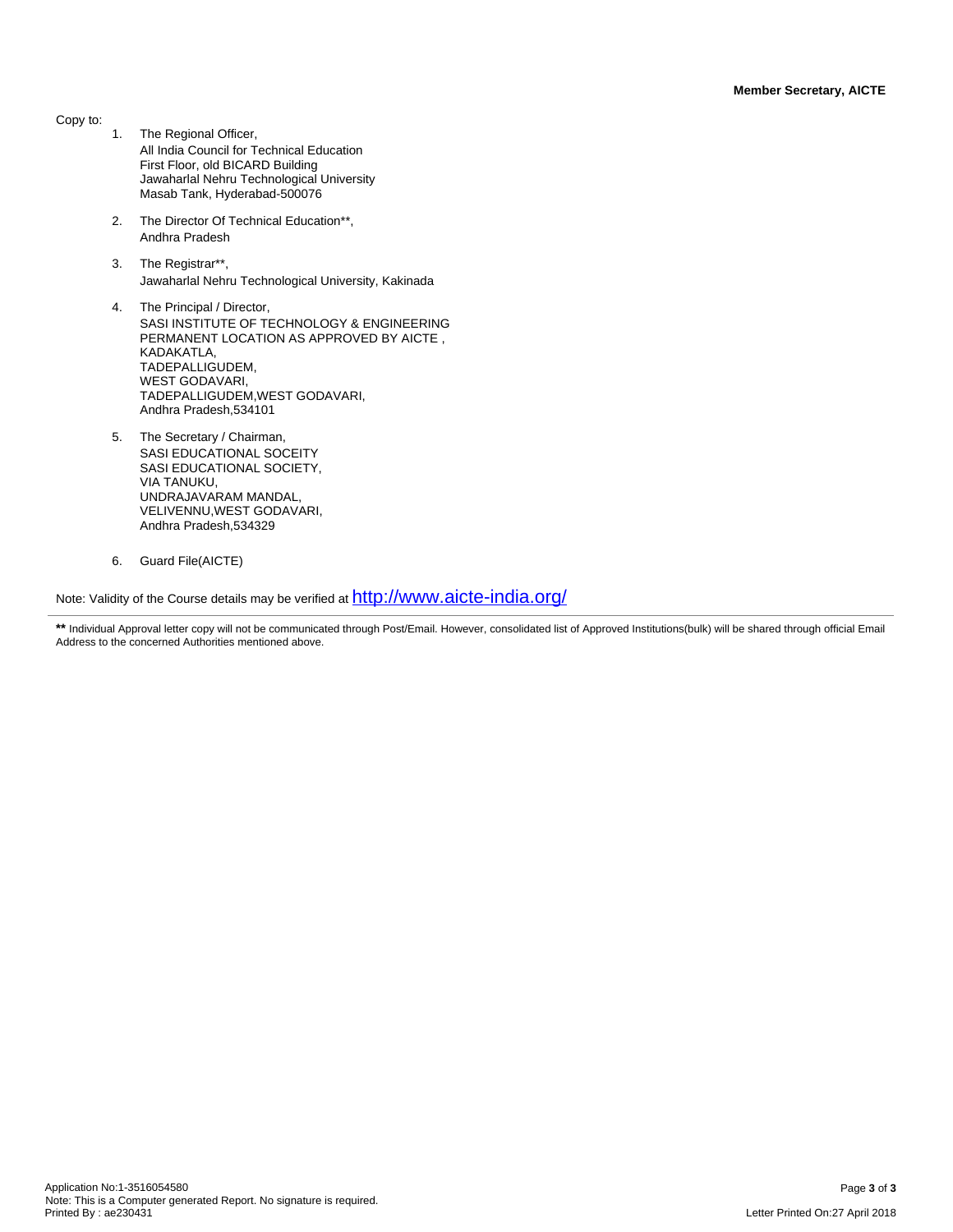**Member Secretary, AICTE**

Copy to:

1. The Regional Officer,
   All India Council for Technical Education
   First Floor, old BICARD Building
   Jawaharlal Nehru Technological University
   Masab Tank, Hyderabad-500076

2. The Director Of Technical Education**,
   Andhra Pradesh

3. The Registrar**,
   Jawaharlal Nehru Technological University, Kakinada

4. The Principal / Director,
   SASI INSTITUTE OF TECHNOLOGY & ENGINEERING
   PERMANENT LOCATION AS APPROVED BY AICTE ,
   KADAKATLA,
   TADEPALLIGUDEM,
   WEST GODAVARI,
   TADEPALLIGUDEM,WEST GODAVARI,
   Andhra Pradesh,534101

5. The Secretary / Chairman,
   SASI EDUCATIONAL SOCEITY
   SASI EDUCATIONAL SOCIETY,
   VIA TANUKU,
   UNDRAJAVARAM MANDAL,
   VELIVENNU,WEST GODAVARI,
   Andhra Pradesh,534329

6. Guard File(AICTE)

Note: Validity of the Course details may be verified at http://www.aicte-india.org/

---

** Individual Approval letter copy will not be communicated through Post/Email. However, consolidated list of Approved Institutions(bulk) will be shared through official Email Address to the concerned Authorities mentioned above.

Application No:1-3516054580
Note: This is a Computer generated Report. No signature is required.
Printed By : ae230431

Letter Printed On:27 April 2018